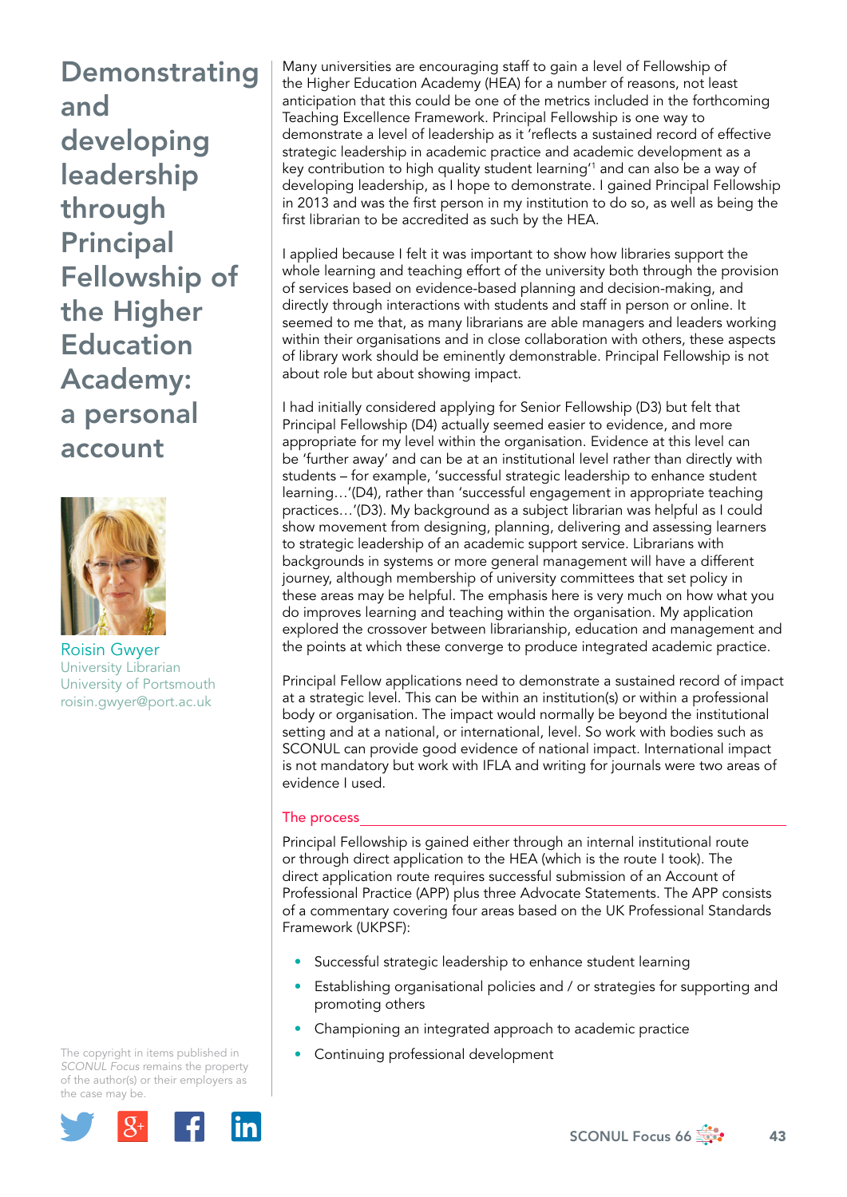# Demonstrating and developing leadership through Principal Fellowship of the Higher Education Academy: a personal account

Roisin Gwyer
University Librarian
University of Portsmouth
roisin.gwyer@port.ac.uk

The copyright in items published in *SCONUL Focus* remains the property of the author(s) or their employers as the case may be.

Many universities are encouraging staff to gain a level of Fellowship of the Higher Education Academy (HEA) for a number of reasons, not least anticipation that this could be one of the metrics included in the forthcoming Teaching Excellence Framework. Principal Fellowship is one way to demonstrate a level of leadership as it 'reflects a sustained record of effective strategic leadership in academic practice and academic development as a key contribution to high quality student learning'[1] and can also be a way of developing leadership, as I hope to demonstrate. I gained Principal Fellowship in 2013 and was the first person in my institution to do so, as well as being the first librarian to be accredited as such by the HEA.

I applied because I felt it was important to show how libraries support the whole learning and teaching effort of the university both through the provision of services based on evidence-based planning and decision-making, and directly through interactions with students and staff in person or online. It seemed to me that, as many librarians are able managers and leaders working within their organisations and in close collaboration with others, these aspects of library work should be eminently demonstrable. Principal Fellowship is not about role but about showing impact.

I had initially considered applying for Senior Fellowship (D3) but felt that Principal Fellowship (D4) actually seemed easier to evidence, and more appropriate for my level within the organisation. Evidence at this level can be 'further away' and can be at an institutional level rather than directly with students – for example, 'successful strategic leadership to enhance student learning…'(D4), rather than 'successful engagement in appropriate teaching practices…'(D3). My background as a subject librarian was helpful as I could show movement from designing, planning, delivering and assessing learners to strategic leadership of an academic support service. Librarians with backgrounds in systems or more general management will have a different journey, although membership of university committees that set policy in these areas may be helpful. The emphasis here is very much on how what you do improves learning and teaching within the organisation. My application explored the crossover between librarianship, education and management and the points at which these converge to produce integrated academic practice.

Principal Fellow applications need to demonstrate a sustained record of impact at a strategic level. This can be within an institution(s) or within a professional body or organisation. The impact would normally be beyond the institutional setting and at a national, or international, level. So work with bodies such as SCONUL can provide good evidence of national impact. International impact is not mandatory but work with IFLA and writing for journals were two areas of evidence I used.

## The process

Principal Fellowship is gained either through an internal institutional route or through direct application to the HEA (which is the route I took). The direct application route requires successful submission of an Account of Professional Practice (APP) plus three Advocate Statements. The APP consists of a commentary covering four areas based on the UK Professional Standards Framework (UKPSF):

- Successful strategic leadership to enhance student learning
- Establishing organisational policies and / or strategies for supporting and promoting others
- Championing an integrated approach to academic practice
- Continuing professional development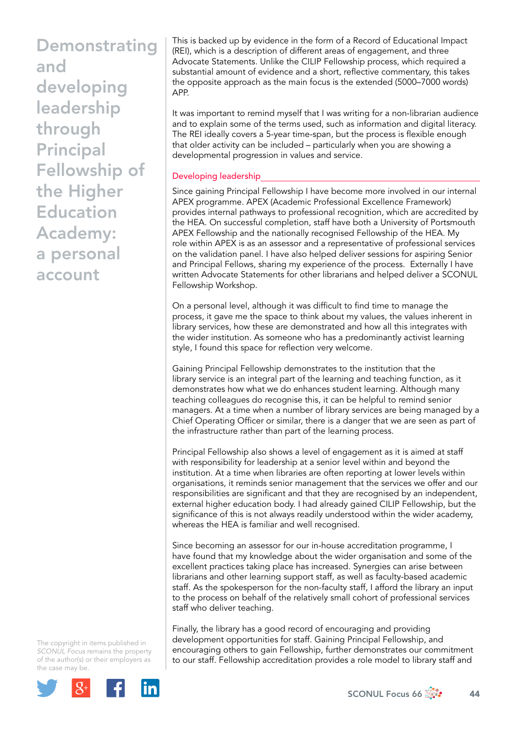This is backed up by evidence in the form of a Record of Educational Impact (REI), which is a description of different areas of engagement, and three Advocate Statements. Unlike the CILIP Fellowship process, which required a substantial amount of evidence and a short, reflective commentary, this takes the opposite approach as the main focus is the extended (5000–7000 words) APP.

It was important to remind myself that I was writing for a non-librarian audience and to explain some of the terms used, such as information and digital literacy. The REI ideally covers a 5-year time-span, but the process is flexible enough that older activity can be included – particularly when you are showing a developmental progression in values and service.

## Developing leadership

Since gaining Principal Fellowship I have become more involved in our internal APEX programme. APEX (Academic Professional Excellence Framework) provides internal pathways to professional recognition, which are accredited by the HEA. On successful completion, staff have both a University of Portsmouth APEX Fellowship and the nationally recognised Fellowship of the HEA. My role within APEX is as an assessor and a representative of professional services on the validation panel. I have also helped deliver sessions for aspiring Senior and Principal Fellows, sharing my experience of the process. Externally I have written Advocate Statements for other librarians and helped deliver a SCONUL Fellowship Workshop.

On a personal level, although it was difficult to find time to manage the process, it gave me the space to think about my values, the values inherent in library services, how these are demonstrated and how all this integrates with the wider institution. As someone who has a predominantly activist learning style, I found this space for reflection very welcome.

Gaining Principal Fellowship demonstrates to the institution that the library service is an integral part of the learning and teaching function, as it demonstrates how what we do enhances student learning. Although many teaching colleagues do recognise this, it can be helpful to remind senior managers. At a time when a number of library services are being managed by a Chief Operating Officer or similar, there is a danger that we are seen as part of the infrastructure rather than part of the learning process.

Principal Fellowship also shows a level of engagement as it is aimed at staff with responsibility for leadership at a senior level within and beyond the institution. At a time when libraries are often reporting at lower levels within organisations, it reminds senior management that the services we offer and our responsibilities are significant and that they are recognised by an independent, external higher education body. I had already gained CILIP Fellowship, but the significance of this is not always readily understood within the wider academy, whereas the HEA is familiar and well recognised.

Since becoming an assessor for our in-house accreditation programme, I have found that my knowledge about the wider organisation and some of the excellent practices taking place has increased. Synergies can arise between librarians and other learning support staff, as well as faculty-based academic staff. As the spokesperson for the non-faculty staff, I afford the library an input to the process on behalf of the relatively small cohort of professional services staff who deliver teaching.

Finally, the library has a good record of encouraging and providing development opportunities for staff. Gaining Principal Fellowship, and encouraging others to gain Fellowship, further demonstrates our commitment to our staff. Fellowship accreditation provides a role model to library staff and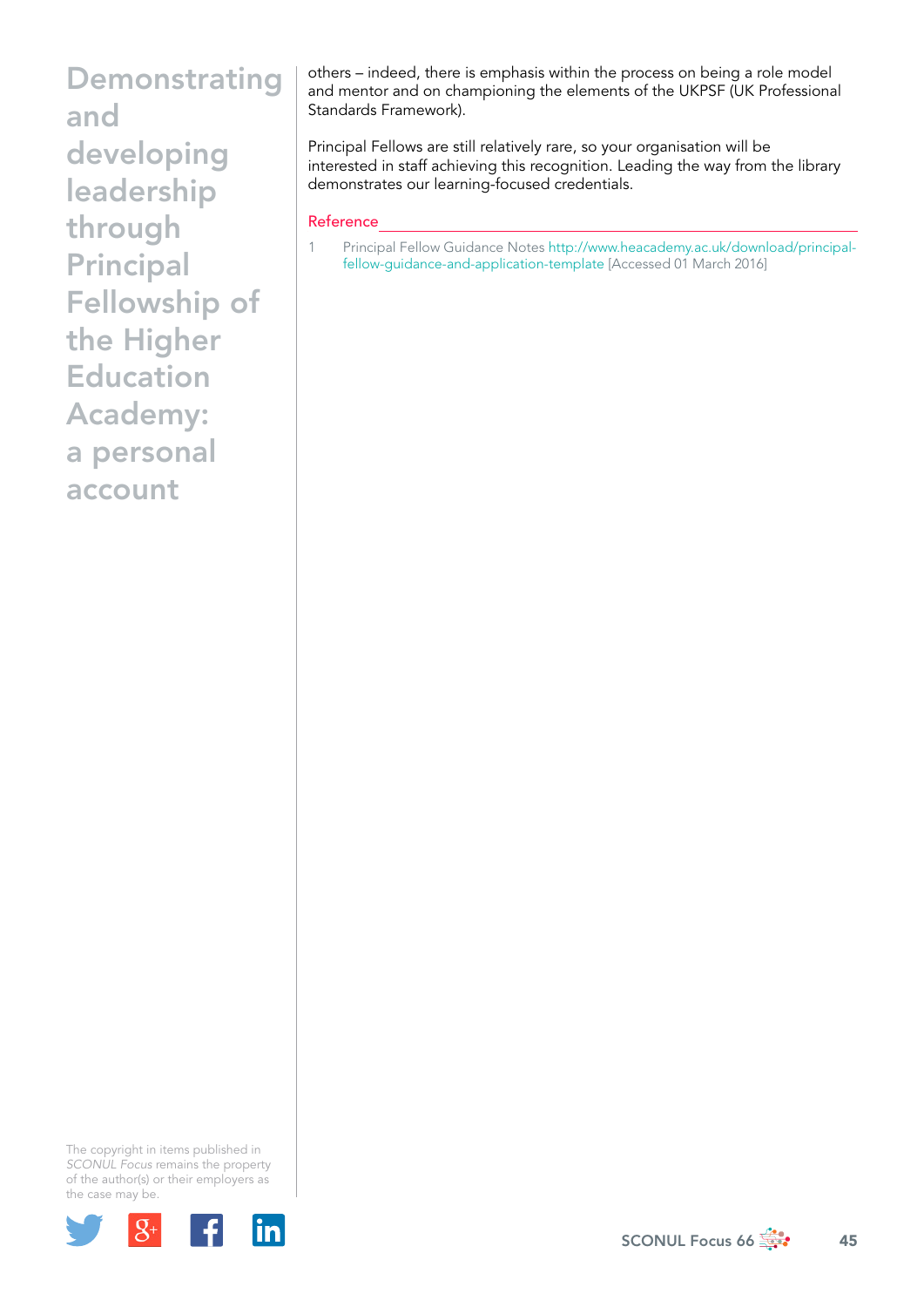others – indeed, there is emphasis within the process on being a role model and mentor and on championing the elements of the UKPSF (UK Professional Standards Framework).

Principal Fellows are still relatively rare, so your organisation will be interested in staff achieving this recognition. Leading the way from the library demonstrates our learning-focused credentials.

## Reference

1 Principal Fellow Guidance Notes http://www.heacademy.ac.uk/download/principal-fellow-guidance-and-application-template [Accessed 01 March 2016]

The copyright in items published in *SCONUL Focus* remains the property of the author(s) or their employers as the case may be.